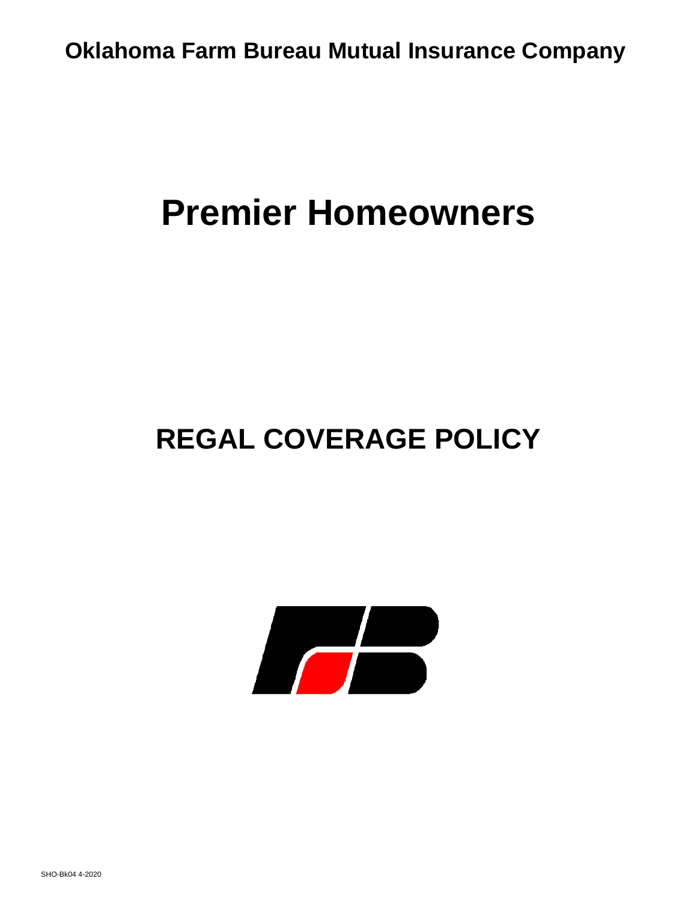**Oklahoma Farm Bureau Mutual Insurance Company**

# Premier Homeowners

## REGAL COVERAGE POLICY

SHO-Bk04 4-2020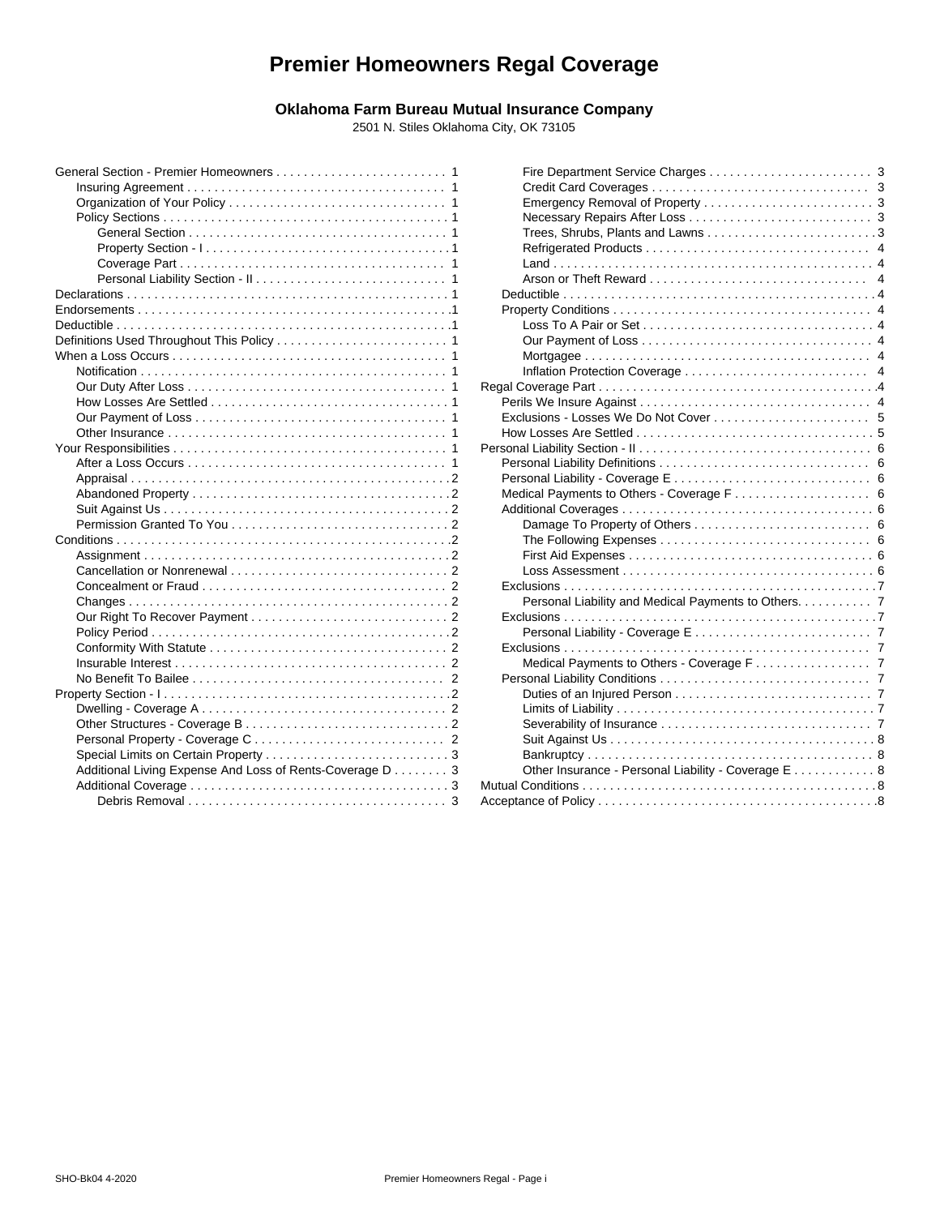# Premier Homeowners Regal Coverage

### Oklahoma Farm Bureau Mutual Insurance Company

2501 N. Stiles Oklahoma City, OK 73105

- General Section - Premier Homeowners . . . . . . . . . . 1
  - Insuring Agreement . . . . . . . . . . 1
  - Organization of Your Policy . . . . . . . . . . 1
  - Policy Sections . . . . . . . . . . 1
    - General Section . . . . . . . . . . 1
    - Property Section - I . . . . . . . . . . 1
    - Coverage Part . . . . . . . . . . 1
    - Personal Liability Section - II . . . . . . . . . . 1
- Declarations . . . . . . . . . . 1
- Endorsements . . . . . . . . . . 1
- Deductible . . . . . . . . . . 1
- Definitions Used Throughout This Policy . . . . . . . . . . 1
- When a Loss Occurs . . . . . . . . . . 1
  - Notification . . . . . . . . . . 1
  - Our Duty After Loss . . . . . . . . . . 1
  - How Losses Are Settled . . . . . . . . . . 1
  - Our Payment of Loss . . . . . . . . . . 1
  - Other Insurance . . . . . . . . . . 1
- Your Responsibilities . . . . . . . . . . 1
  - After a Loss Occurs . . . . . . . . . . 1
  - Appraisal . . . . . . . . . . 2
  - Abandoned Property . . . . . . . . . . 2
  - Suit Against Us . . . . . . . . . . 2
  - Permission Granted To You . . . . . . . . . . 2
- Conditions . . . . . . . . . . 2
  - Assignment . . . . . . . . . . 2
  - Cancellation or Nonrenewal . . . . . . . . . . 2
  - Concealment or Fraud . . . . . . . . . . 2
  - Changes . . . . . . . . . . 2
  - Our Right To Recover Payment . . . . . . . . . . 2
  - Policy Period . . . . . . . . . . 2
  - Conformity With Statute . . . . . . . . . . 2
  - Insurable Interest . . . . . . . . . . 2
  - No Benefit To Bailee . . . . . . . . . . 2
- Property Section - I . . . . . . . . . . 2
  - Dwelling - Coverage A . . . . . . . . . . 2
  - Other Structures - Coverage B . . . . . . . . . . 2
  - Personal Property - Coverage C . . . . . . . . . . 2
  - Special Limits on Certain Property . . . . . . . . . . 3
  - Additional Living Expense And Loss of Rents-Coverage D . . . . . . . . 3
  - Additional Coverage . . . . . . . . . . 3
    - Debris Removal . . . . . . . . . . 3
    - Fire Department Service Charges . . . . . . . . . . 3
    - Credit Card Coverages . . . . . . . . . . 3
    - Emergency Removal of Property . . . . . . . . . . 3
    - Necessary Repairs After Loss . . . . . . . . . . 3
    - Trees, Shrubs, Plants and Lawns . . . . . . . . . . 3
    - Refrigerated Products . . . . . . . . . . 4
    - Land . . . . . . . . . . 4
    - Arson or Theft Reward . . . . . . . . . . 4
  - Deductible . . . . . . . . . . 4
  - Property Conditions . . . . . . . . . . 4
    - Loss To A Pair or Set . . . . . . . . . . 4
    - Our Payment of Loss . . . . . . . . . . 4
    - Mortgagee . . . . . . . . . . 4
    - Inflation Protection Coverage . . . . . . . . . . 4
- Regal Coverage Part . . . . . . . . . . 4
  - Perils We Insure Against . . . . . . . . . . 4
  - Exclusions - Losses We Do Not Cover . . . . . . . . . . 5
  - How Losses Are Settled . . . . . . . . . . 5
- Personal Liability Section - II . . . . . . . . . . 6
  - Personal Liability Definitions . . . . . . . . . . 6
  - Personal Liability - Coverage E . . . . . . . . . . 6
  - Medical Payments to Others - Coverage F . . . . . . . . . . 6
  - Additional Coverages . . . . . . . . . . 6
    - Damage To Property of Others . . . . . . . . . . 6
    - The Following Expenses . . . . . . . . . . 6
    - First Aid Expenses . . . . . . . . . . 6
    - Loss Assessment . . . . . . . . . . 6
  - Exclusions . . . . . . . . . . 7
    - Personal Liability and Medical Payments to Others. . . . . . . . . . 7
  - Exclusions . . . . . . . . . . 7
    - Personal Liability - Coverage E . . . . . . . . . . 7
  - Exclusions . . . . . . . . . . 7
    - Medical Payments to Others - Coverage F . . . . . . . . . . 7
  - Personal Liability Conditions . . . . . . . . . . 7
    - Duties of an Injured Person . . . . . . . . . . 7
    - Limits of Liability . . . . . . . . . . 7
    - Severability of Insurance . . . . . . . . . . 7
    - Suit Against Us . . . . . . . . . . 8
    - Bankruptcy . . . . . . . . . . 8
    - Other Insurance - Personal Liability - Coverage E . . . . . . . . . . 8
- Mutual Conditions . . . . . . . . . . 8
- Acceptance of Policy . . . . . . . . . . 8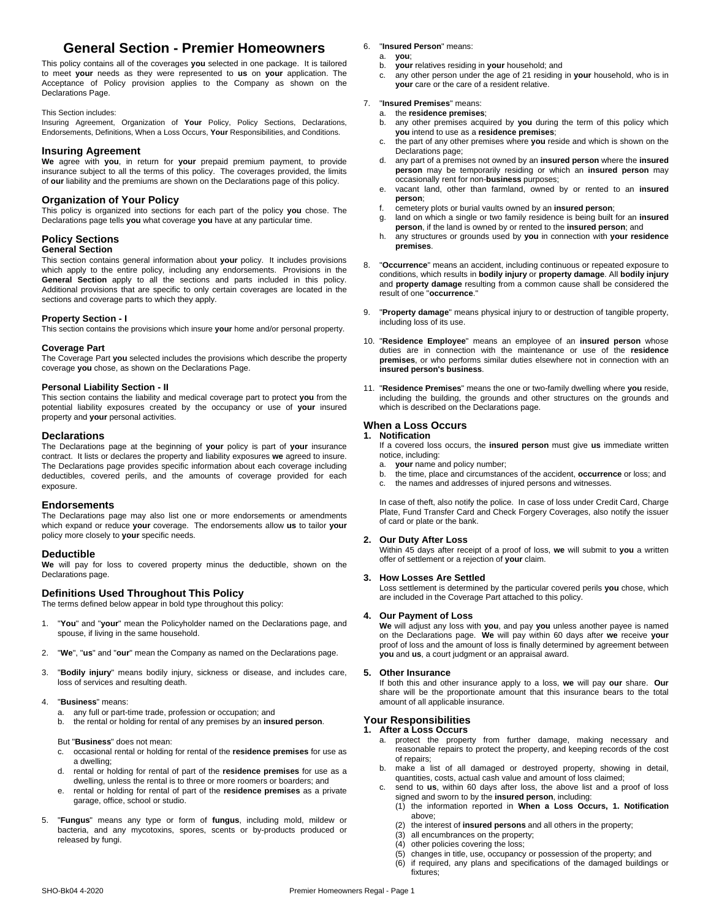# General Section - Premier Homeowners

This policy contains all of the coverages **you** selected in one package. It is tailored to meet **your** needs as they were represented to **us** on **your** application. The Acceptance of Policy provision applies to the Company as shown on the Declarations Page.

This Section includes:
Insuring Agreement, Organization of **Your** Policy, Policy Sections, Declarations, Endorsements, Definitions, When a Loss Occurs, **Your** Responsibilities, and Conditions.

## Insuring Agreement

**We** agree with **you**, in return for **your** prepaid premium payment, to provide insurance subject to all the terms of this policy. The coverages provided, the limits of **our** liability and the premiums are shown on the Declarations page of this policy.

## Organization of Your Policy

This policy is organized into sections for each part of the policy **you** chose. The Declarations page tells **you** what coverage **you** have at any particular time.

## Policy Sections

### General Section

This section contains general information about **your** policy. It includes provisions which apply to the entire policy, including any endorsements. Provisions in the **General Section** apply to all the sections and parts included in this policy. Additional provisions that are specific to only certain coverages are located in the sections and coverage parts to which they apply.

### Property Section - I

This section contains the provisions which insure **your** home and/or personal property.

### Coverage Part

The Coverage Part **you** selected includes the provisions which describe the property coverage **you** chose, as shown on the Declarations Page.

### Personal Liability Section - II

This section contains the liability and medical coverage part to protect **you** from the potential liability exposures created by the occupancy or use of **your** insured property and **your** personal activities.

## Declarations

The Declarations page at the beginning of **your** policy is part of **your** insurance contract. It lists or declares the property and liability exposures **we** agreed to insure. The Declarations page provides specific information about each coverage including deductibles, covered perils, and the amounts of coverage provided for each exposure.

## Endorsements

The Declarations page may also list one or more endorsements or amendments which expand or reduce **your** coverage. The endorsements allow **us** to tailor **your** policy more closely to **your** specific needs.

## Deductible

**We** will pay for loss to covered property minus the deductible, shown on the Declarations page.

## Definitions Used Throughout This Policy

The terms defined below appear in bold type throughout this policy:

1. "**You**" and "**your**" mean the Policyholder named on the Declarations page, and spouse, if living in the same household.

2. "**We**", "**us**" and "**our**" mean the Company as named on the Declarations page.

3. "**Bodily injury**" means bodily injury, sickness or disease, and includes care, loss of services and resulting death.

4. "**Business**" means:
   a. any full or part-time trade, profession or occupation; and
   b. the rental or holding for rental of any premises by an **insured person**.

   But "**Business**" does not mean:
   c. occasional rental or holding for rental of the **residence premises** for use as a dwelling;
   d. rental or holding for rental of part of the **residence premises** for use as a dwelling, unless the rental is to three or more roomers or boarders; and
   e. rental or holding for rental of part of the **residence premises** as a private garage, office, school or studio.

5. "**Fungus**" means any type or form of **fungus**, including mold, mildew or bacteria, and any mycotoxins, spores, scents or by-products produced or released by fungi.

6. "**Insured Person**" means:
   a. **you**;
   b. **your** relatives residing in **your** household; and
   c. any other person under the age of 21 residing in **your** household, who is in **your** care or the care of a resident relative.

7. "**Insured Premises**" means:
   a. the **residence premises**;
   b. any other premises acquired by **you** during the term of this policy which **you** intend to use as a **residence premises**;
   c. the part of any other premises where **you** reside and which is shown on the Declarations page;
   d. any part of a premises not owned by an **insured person** where the **insured person** may be temporarily residing or which an **insured person** may occasionally rent for non-**business** purposes;
   e. vacant land, other than farmland, owned by or rented to an **insured person**;
   f. cemetery plots or burial vaults owned by an **insured person**;
   g. land on which a single or two family residence is being built for an **insured person**, if the land is owned by or rented to the **insured person**; and
   h. any structures or grounds used by **you** in connection with **your residence premises**.

8. "**Occurrence**" means an accident, including continuous or repeated exposure to conditions, which results in **bodily injury** or **property damage**. All **bodily injury** and **property damage** resulting from a common cause shall be considered the result of one "**occurrence**."

9. "**Property damage**" means physical injury to or destruction of tangible property, including loss of its use.

10. "**Residence Employee**" means an employee of an **insured person** whose duties are in connection with the maintenance or use of the **residence premises**, or who performs similar duties elsewhere not in connection with an **insured person's business**.

11. "**Residence Premises**" means the one or two-family dwelling where **you** reside, including the building, the grounds and other structures on the grounds and which is described on the Declarations page.

## When a Loss Occurs

### 1. Notification

If a covered loss occurs, the **insured person** must give **us** immediate written notice, including:
a. **your** name and policy number;
b. the time, place and circumstances of the accident, **occurrence** or loss; and
c. the names and addresses of injured persons and witnesses.

In case of theft, also notify the police. In case of loss under Credit Card, Charge Plate, Fund Transfer Card and Check Forgery Coverages, also notify the issuer of card or plate or the bank.

### 2. Our Duty After Loss

Within 45 days after receipt of a proof of loss, **we** will submit to **you** a written offer of settlement or a rejection of **your** claim.

### 3. How Losses Are Settled

Loss settlement is determined by the particular covered perils **you** chose, which are included in the Coverage Part attached to this policy.

### 4. Our Payment of Loss

**We** will adjust any loss with **you**, and pay **you** unless another payee is named on the Declarations page. **We** will pay within 60 days after **we** receive **your** proof of loss and the amount of loss is finally determined by agreement between **you** and **us**, a court judgment or an appraisal award.

### 5. Other Insurance

If both this and other insurance apply to a loss, **we** will pay **our** share. **Our** share will be the proportionate amount that this insurance bears to the total amount of all applicable insurance.

## Your Responsibilities

### 1. After a Loss Occurs

a. protect the property from further damage, making necessary and reasonable repairs to protect the property, and keeping records of the cost of repairs;
b. make a list of all damaged or destroyed property, showing in detail, quantities, costs, actual cash value and amount of loss claimed;
c. send to **us**, within 60 days after loss, the above list and a proof of loss signed and sworn to by the **insured person**, including:
   (1) the information reported in **When a Loss Occurs, 1. Notification** above;
   (2) the interest of **insured persons** and all others in the property;
   (3) all encumbrances on the property;
   (4) other policies covering the loss;
   (5) changes in title, use, occupancy or possession of the property; and
   (6) if required, any plans and specifications of the damaged buildings or fixtures;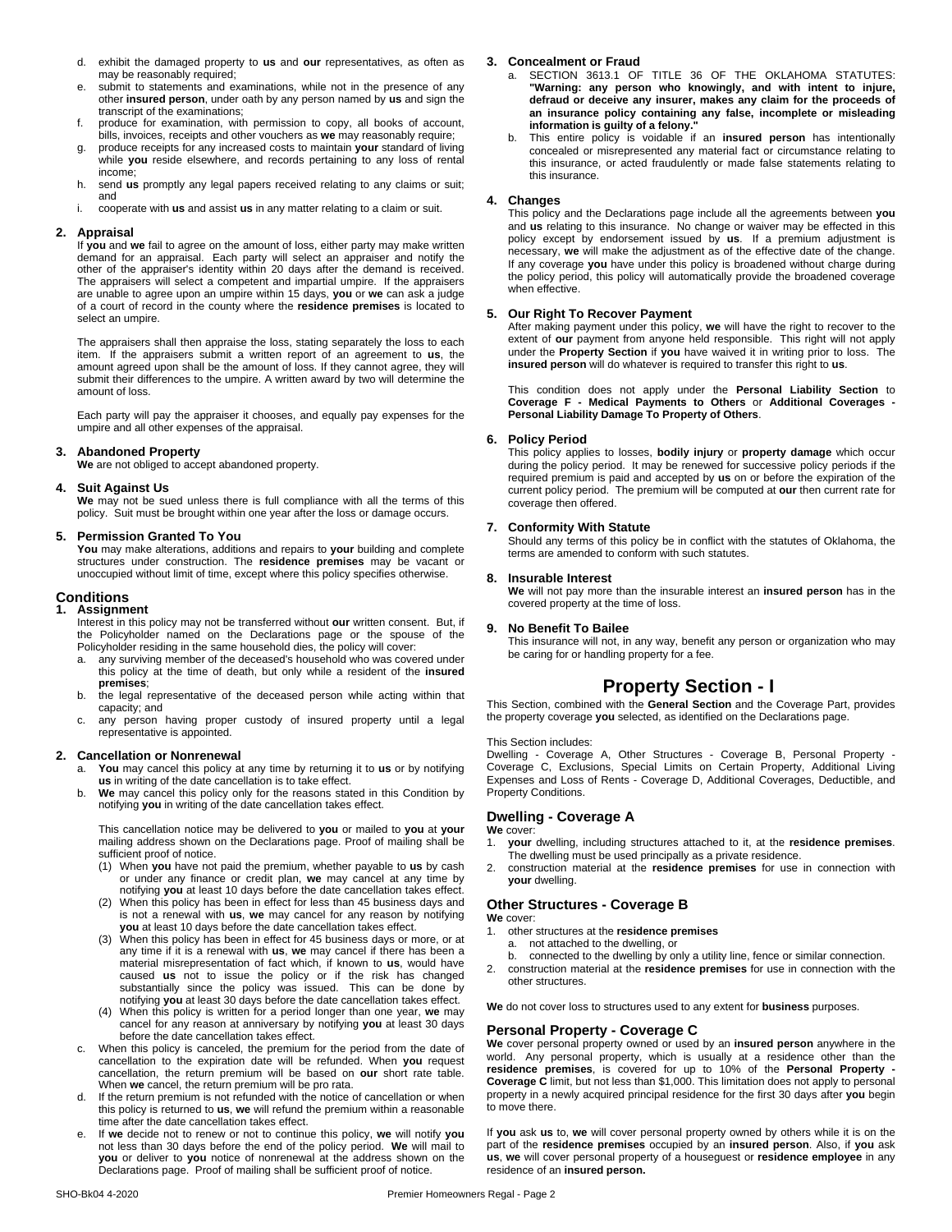d. exhibit the damaged property to **us** and **our** representatives, as often as may be reasonably required;
e. submit to statements and examinations, while not in the presence of any other **insured person**, under oath by any person named by **us** and sign the transcript of the examinations;
f. produce for examination, with permission to copy, all books of account, bills, invoices, receipts and other vouchers as **we** may reasonably require;
g. produce receipts for any increased costs to maintain **your** standard of living while **you** reside elsewhere, and records pertaining to any loss of rental income;
h. send **us** promptly any legal papers received relating to any claims or suit; and
i. cooperate with **us** and assist **us** in any matter relating to a claim or suit.

**2. Appraisal**

If **you** and **we** fail to agree on the amount of loss, either party may make written demand for an appraisal. Each party will select an appraiser and notify the other of the appraiser's identity within 20 days after the demand is received. The appraisers will select a competent and impartial umpire. If the appraisers are unable to agree upon an umpire within 15 days, **you** or **we** can ask a judge of a court of record in the county where the **residence premises** is located to select an umpire.

The appraisers shall then appraise the loss, stating separately the loss to each item. If the appraisers submit a written report of an agreement to **us**, the amount agreed upon shall be the amount of loss. If they cannot agree, they will submit their differences to the umpire. A written award by two will determine the amount of loss.

Each party will pay the appraiser it chooses, and equally pay expenses for the umpire and all other expenses of the appraisal.

**3. Abandoned Property**

**We** are not obliged to accept abandoned property.

**4. Suit Against Us**

**We** may not be sued unless there is full compliance with all the terms of this policy. Suit must be brought within one year after the loss or damage occurs.

**5. Permission Granted To You**

**You** may make alterations, additions and repairs to **your** building and complete structures under construction. The **residence premises** may be vacant or unoccupied without limit of time, except where this policy specifies otherwise.

## Conditions

**1. Assignment**

Interest in this policy may not be transferred without **our** written consent. But, if the Policyholder named on the Declarations page or the spouse of the Policyholder residing in the same household dies, the policy will cover:

a. any surviving member of the deceased's household who was covered under this policy at the time of death, but only while a resident of the **insured premises**;
b. the legal representative of the deceased person while acting within that capacity; and
c. any person having proper custody of insured property until a legal representative is appointed.

**2. Cancellation or Nonrenewal**

a. **You** may cancel this policy at any time by returning it to **us** or by notifying **us** in writing of the date cancellation is to take effect.
b. **We** may cancel this policy only for the reasons stated in this Condition by notifying **you** in writing of the date cancellation takes effect.

This cancellation notice may be delivered to **you** or mailed to **you** at **your** mailing address shown on the Declarations page. Proof of mailing shall be sufficient proof of notice.

(1) When **you** have not paid the premium, whether payable to **us** by cash or under any finance or credit plan, **we** may cancel at any time by notifying **you** at least 10 days before the date cancellation takes effect.
(2) When this policy has been in effect for less than 45 business days and is not a renewal with **us**, **we** may cancel for any reason by notifying **you** at least 10 days before the date cancellation takes effect.
(3) When this policy has been in effect for 45 business days or more, or at any time if it is a renewal with **us**, **we** may cancel if there has been a material misrepresentation of fact which, if known to **us**, would have caused **us** not to issue the policy or if the risk has changed substantially since the policy was issued. This can be done by notifying **you** at least 30 days before the date cancellation takes effect.
(4) When this policy is written for a period longer than one year, **we** may cancel for any reason at anniversary by notifying **you** at least 30 days before the date cancellation takes effect.

c. When this policy is canceled, the premium for the period from the date of cancellation to the expiration date will be refunded. When **you** request cancellation, the return premium will be based on **our** short rate table. When **we** cancel, the return premium will be pro rata.
d. If the return premium is not refunded with the notice of cancellation or when this policy is returned to **us**, **we** will refund the premium within a reasonable time after the date cancellation takes effect.
e. If **we** decide not to renew or not to continue this policy, **we** will notify **you** not less than 30 days before the end of the policy period. **We** will mail to **you** or deliver to **you** notice of nonrenewal at the address shown on the Declarations page. Proof of mailing shall be sufficient proof of notice.

**3. Concealment or Fraud**

a. SECTION 3613.1 OF TITLE 36 OF THE OKLAHOMA STATUTES: **"Warning: any person who knowingly, and with intent to injure, defraud or deceive any insurer, makes any claim for the proceeds of an insurance policy containing any false, incomplete or misleading information is guilty of a felony."**
b. This entire policy is voidable if an **insured person** has intentionally concealed or misrepresented any material fact or circumstance relating to this insurance, or acted fraudulently or made false statements relating to this insurance.

**4. Changes**

This policy and the Declarations page include all the agreements between **you** and **us** relating to this insurance. No change or waiver may be effected in this policy except by endorsement issued by **us**. If a premium adjustment is necessary, **we** will make the adjustment as of the effective date of the change. If any coverage **you** have under this policy is broadened without charge during the policy period, this policy will automatically provide the broadened coverage when effective.

**5. Our Right To Recover Payment**

After making payment under this policy, **we** will have the right to recover to the extent of **our** payment from anyone held responsible. This right will not apply under the **Property Section** if **you** have waived it in writing prior to loss. The **insured person** will do whatever is required to transfer this right to **us**.

This condition does not apply under the **Personal Liability Section** to **Coverage F - Medical Payments to Others** or **Additional Coverages - Personal Liability Damage To Property of Others**.

**6. Policy Period**

This policy applies to losses, **bodily injury** or **property damage** which occur during the policy period. It may be renewed for successive policy periods if the required premium is paid and accepted by **us** on or before the expiration of the current policy period. The premium will be computed at **our** then current rate for coverage then offered.

**7. Conformity With Statute**

Should any terms of this policy be in conflict with the statutes of Oklahoma, the terms are amended to conform with such statutes.

**8. Insurable Interest**

**We** will not pay more than the insurable interest an **insured person** has in the covered property at the time of loss.

**9. No Benefit To Bailee**

This insurance will not, in any way, benefit any person or organization who may be caring for or handling property for a fee.

# Property Section - I

This Section, combined with the **General Section** and the Coverage Part, provides the property coverage **you** selected, as identified on the Declarations page.

This Section includes:
Dwelling - Coverage A, Other Structures - Coverage B, Personal Property - Coverage C, Exclusions, Special Limits on Certain Property, Additional Living Expenses and Loss of Rents - Coverage D, Additional Coverages, Deductible, and Property Conditions.

## Dwelling - Coverage A

**We** cover:

1. **your** dwelling, including structures attached to it, at the **residence premises**. The dwelling must be used principally as a private residence.
2. construction material at the **residence premises** for use in connection with **your** dwelling.

## Other Structures - Coverage B

**We** cover:

1. other structures at the **residence premises**
   a. not attached to the dwelling, or
   b. connected to the dwelling by only a utility line, fence or similar connection.
2. construction material at the **residence premises** for use in connection with the other structures.

**We** do not cover loss to structures used to any extent for **business** purposes.

## Personal Property - Coverage C

**We** cover personal property owned or used by an **insured person** anywhere in the world. Any personal property, which is usually at a residence other than the **residence premises**, is covered for up to 10% of the **Personal Property - Coverage C** limit, but not less than $1,000. This limitation does not apply to personal property in a newly acquired principal residence for the first 30 days after **you** begin to move there.

If **you** ask **us** to, **we** will cover personal property owned by others while it is on the part of the **residence premises** occupied by an **insured person**. Also, if **you** ask **us**, **we** will cover personal property of a houseguest or **residence employee** in any residence of an **insured person.**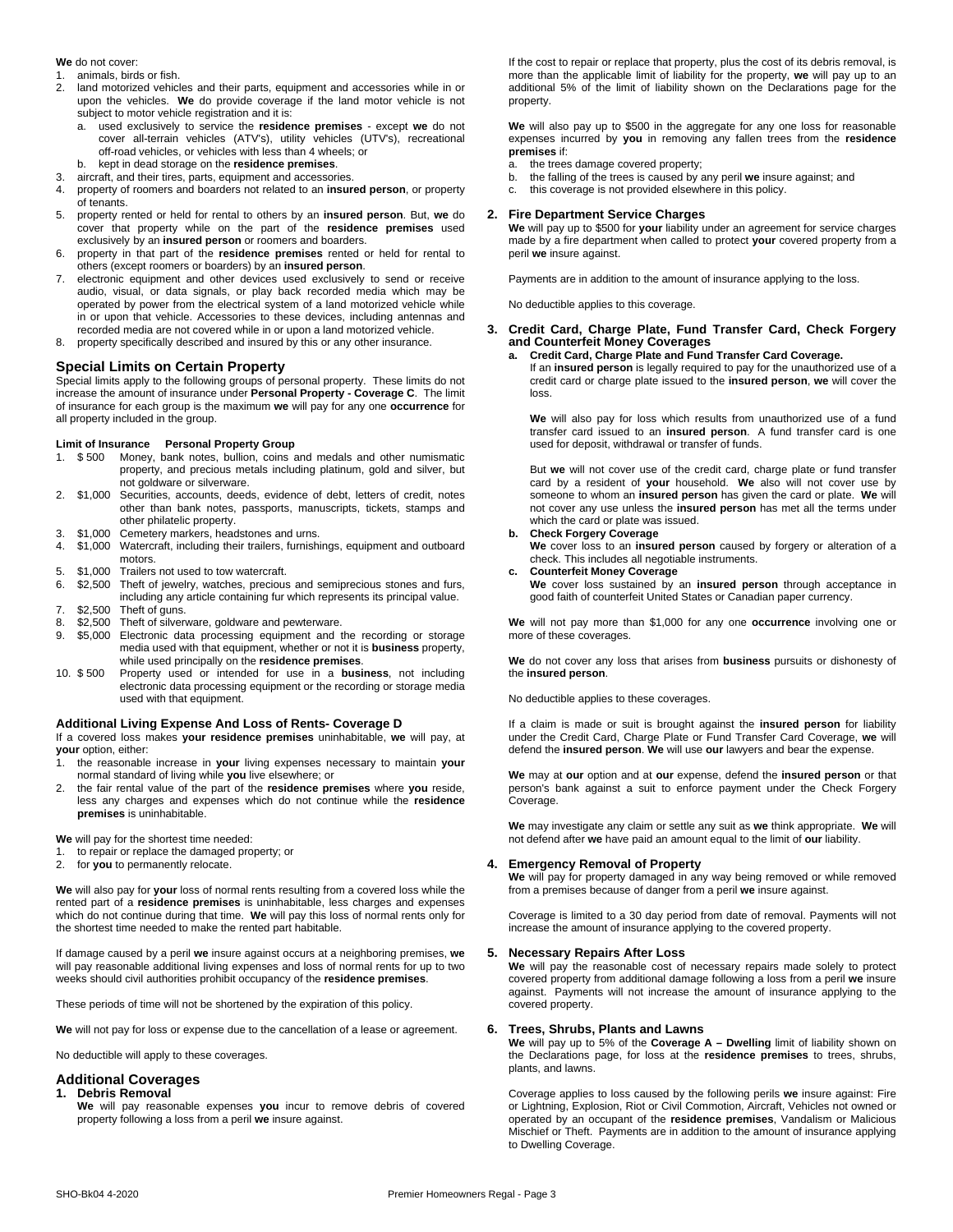**We** do not cover:

1. animals, birds or fish.
2. land motorized vehicles and their parts, equipment and accessories while in or upon the vehicles. **We** do provide coverage if the land motor vehicle is not subject to motor vehicle registration and it is:
   a. used exclusively to service the **residence premises** - except **we** do not cover all-terrain vehicles (ATV's), utility vehicles (UTV's), recreational off-road vehicles, or vehicles with less than 4 wheels; or
   b. kept in dead storage on the **residence premises**.
3. aircraft, and their tires, parts, equipment and accessories.
4. property of roomers and boarders not related to an **insured person**, or property of tenants.
5. property rented or held for rental to others by an **insured person**. But, **we** do cover that property while on the part of the **residence premises** used exclusively by an **insured person** or roomers and boarders.
6. property in that part of the **residence premises** rented or held for rental to others (except roomers or boarders) by an **insured person**.
7. electronic equipment and other devices used exclusively to send or receive audio, visual, or data signals, or play back recorded media which may be operated by power from the electrical system of a land motorized vehicle while in or upon that vehicle. Accessories to these devices, including antennas and recorded media are not covered while in or upon a land motorized vehicle.
8. property specifically described and insured by this or any other insurance.

### Special Limits on Certain Property

Special limits apply to the following groups of personal property. These limits do not increase the amount of insurance under **Personal Property - Coverage C**. The limit of insurance for each group is the maximum **we** will pay for any one **occurrence** for all property included in the group.

| | Limit of Insurance | Personal Property Group |
|---|---|---|
| 1. | $ 500 | Money, bank notes, bullion, coins and medals and other numismatic property, and precious metals including platinum, gold and silver, but not goldware or silverware. |
| 2. | $1,000 | Securities, accounts, deeds, evidence of debt, letters of credit, notes other than bank notes, passports, manuscripts, tickets, stamps and other philatelic property. |
| 3. | $1,000 | Cemetery markers, headstones and urns. |
| 4. | $1,000 | Watercraft, including their trailers, furnishings, equipment and outboard motors. |
| 5. | $1,000 | Trailers not used to tow watercraft. |
| 6. | $2,500 | Theft of jewelry, watches, precious and semiprecious stones and furs, including any article containing fur which represents its principal value. |
| 7. | $2,500 | Theft of guns. |
| 8. | $2,500 | Theft of silverware, goldware and pewterware. |
| 9. | $5,000 | Electronic data processing equipment and the recording or storage media used with that equipment, whether or not it is **business** property, while used principally on the **residence premises**. |
| 10. | $ 500 | Property used or intended for use in a **business**, not including electronic data processing equipment or the recording or storage media used with that equipment. |

### Additional Living Expense And Loss of Rents- Coverage D

If a covered loss makes **your residence premises** uninhabitable, **we** will pay, at **your** option, either:

1. the reasonable increase in **your** living expenses necessary to maintain **your** normal standard of living while **you** live elsewhere; or
2. the fair rental value of the part of the **residence premises** where **you** reside, less any charges and expenses which do not continue while the **residence premises** is uninhabitable.

**We** will pay for the shortest time needed:

1. to repair or replace the damaged property; or
2. for **you** to permanently relocate.

**We** will also pay for **your** loss of normal rents resulting from a covered loss while the rented part of a **residence premises** is uninhabitable, less charges and expenses which do not continue during that time. **We** will pay this loss of normal rents only for the shortest time needed to make the rented part habitable.

If damage caused by a peril **we** insure against occurs at a neighboring premises, **we** will pay reasonable additional living expenses and loss of normal rents for up to two weeks should civil authorities prohibit occupancy of the **residence premises**.

These periods of time will not be shortened by the expiration of this policy.

**We** will not pay for loss or expense due to the cancellation of a lease or agreement.

No deductible will apply to these coverages.

### Additional Coverages

**1. Debris Removal**

**We** will pay reasonable expenses **you** incur to remove debris of covered property following a loss from a peril **we** insure against.

If the cost to repair or replace that property, plus the cost of its debris removal, is more than the applicable limit of liability for the property, **we** will pay up to an additional 5% of the limit of liability shown on the Declarations page for the property.

**We** will also pay up to $500 in the aggregate for any one loss for reasonable expenses incurred by **you** in removing any fallen trees from the **residence premises** if:

a. the trees damage covered property;
b. the falling of the trees is caused by any peril **we** insure against; and
c. this coverage is not provided elsewhere in this policy.

**2. Fire Department Service Charges**

**We** will pay up to $500 for **your** liability under an agreement for service charges made by a fire department when called to protect **your** covered property from a peril **we** insure against.

Payments are in addition to the amount of insurance applying to the loss.

No deductible applies to this coverage.

**3. Credit Card, Charge Plate, Fund Transfer Card, Check Forgery and Counterfeit Money Coverages**

**a. Credit Card, Charge Plate and Fund Transfer Card Coverage.**

If an **insured person** is legally required to pay for the unauthorized use of a credit card or charge plate issued to the **insured person**, **we** will cover the loss.

**We** will also pay for loss which results from unauthorized use of a fund transfer card issued to an **insured person**. A fund transfer card is one used for deposit, withdrawal or transfer of funds.

But **we** will not cover use of the credit card, charge plate or fund transfer card by a resident of **your** household. **We** also will not cover use by someone to whom an **insured person** has given the card or plate. **We** will not cover any use unless the **insured person** has met all the terms under which the card or plate was issued.

**b. Check Forgery Coverage**

**We** cover loss to an **insured person** caused by forgery or alteration of a check. This includes all negotiable instruments.

**c. Counterfeit Money Coverage**

**We** cover loss sustained by an **insured person** through acceptance in good faith of counterfeit United States or Canadian paper currency.

**We** will not pay more than $1,000 for any one **occurrence** involving one or more of these coverages.

**We** do not cover any loss that arises from **business** pursuits or dishonesty of the **insured person**.

No deductible applies to these coverages.

If a claim is made or suit is brought against the **insured person** for liability under the Credit Card, Charge Plate or Fund Transfer Card Coverage, **we** will defend the **insured person**. **We** will use **our** lawyers and bear the expense.

**We** may at **our** option and at **our** expense, defend the **insured person** or that person's bank against a suit to enforce payment under the Check Forgery Coverage.

**We** may investigate any claim or settle any suit as **we** think appropriate. **We** will not defend after **we** have paid an amount equal to the limit of **our** liability.

**4. Emergency Removal of Property**

**We** will pay for property damaged in any way being removed or while removed from a premises because of danger from a peril **we** insure against.

Coverage is limited to a 30 day period from date of removal. Payments will not increase the amount of insurance applying to the covered property.

**5. Necessary Repairs After Loss**

**We** will pay the reasonable cost of necessary repairs made solely to protect covered property from additional damage following a loss from a peril **we** insure against. Payments will not increase the amount of insurance applying to the covered property.

**6. Trees, Shrubs, Plants and Lawns**

**We** will pay up to 5% of the **Coverage A – Dwelling** limit of liability shown on the Declarations page, for loss at the **residence premises** to trees, shrubs, plants, and lawns.

Coverage applies to loss caused by the following perils **we** insure against: Fire or Lightning, Explosion, Riot or Civil Commotion, Aircraft, Vehicles not owned or operated by an occupant of the **residence premises**, Vandalism or Malicious Mischief or Theft. Payments are in addition to the amount of insurance applying to Dwelling Coverage.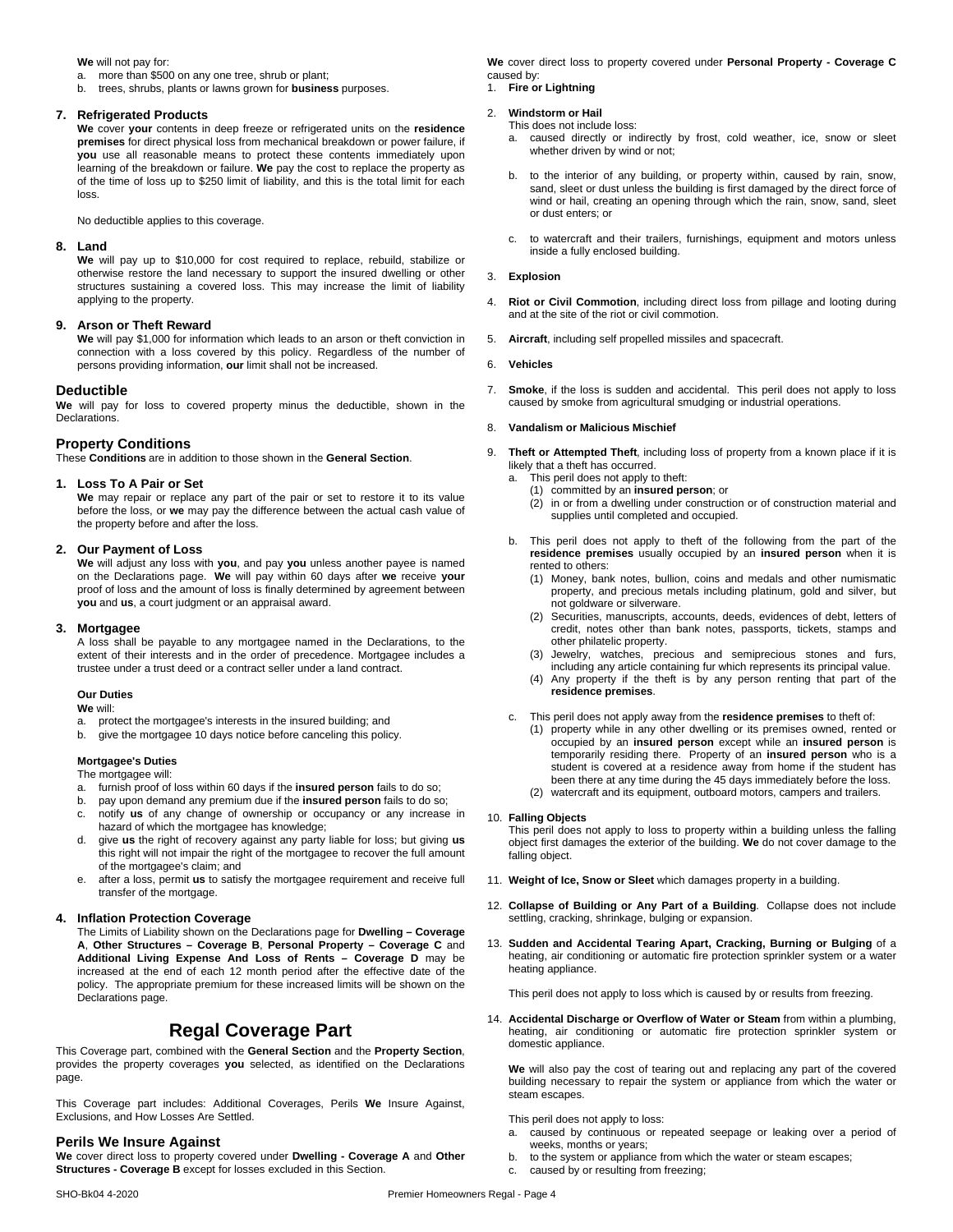**We** will not pay for:

a. more than $500 on any one tree, shrub or plant;
b. trees, shrubs, plants or lawns grown for **business** purposes.

### 7. Refrigerated Products

**We** cover **your** contents in deep freeze or refrigerated units on the **residence premises** for direct physical loss from mechanical breakdown or power failure, if **you** use all reasonable means to protect these contents immediately upon learning of the breakdown or failure. **We** pay the cost to replace the property as of the time of loss up to $250 limit of liability, and this is the total limit for each loss.

No deductible applies to this coverage.

### 8. Land

**We** will pay up to $10,000 for cost required to replace, rebuild, stabilize or otherwise restore the land necessary to support the insured dwelling or other structures sustaining a covered loss. This may increase the limit of liability applying to the property.

### 9. Arson or Theft Reward

**We** will pay $1,000 for information which leads to an arson or theft conviction in connection with a loss covered by this policy. Regardless of the number of persons providing information, **our** limit shall not be increased.

## Deductible

**We** will pay for loss to covered property minus the deductible, shown in the Declarations.

## Property Conditions

These **Conditions** are in addition to those shown in the **General Section**.

### 1. Loss To A Pair or Set

**We** may repair or replace any part of the pair or set to restore it to its value before the loss, or **we** may pay the difference between the actual cash value of the property before and after the loss.

### 2. Our Payment of Loss

**We** will adjust any loss with **you**, and pay **you** unless another payee is named on the Declarations page. **We** will pay within 60 days after **we** receive **your** proof of loss and the amount of loss is finally determined by agreement between **you** and **us**, a court judgment or an appraisal award.

### 3. Mortgagee

A loss shall be payable to any mortgagee named in the Declarations, to the extent of their interests and in the order of precedence. Mortgagee includes a trustee under a trust deed or a contract seller under a land contract.

**Our Duties**

**We** will:

a. protect the mortgagee's interests in the insured building; and
b. give the mortgagee 10 days notice before canceling this policy.

**Mortgagee's Duties**

The mortgagee will:

a. furnish proof of loss within 60 days if the **insured person** fails to do so;
b. pay upon demand any premium due if the **insured person** fails to do so;
c. notify **us** of any change of ownership or occupancy or any increase in hazard of which the mortgagee has knowledge;
d. give **us** the right of recovery against any party liable for loss; but giving **us** this right will not impair the right of the mortgagee to recover the full amount of the mortgagee's claim; and
e. after a loss, permit **us** to satisfy the mortgagee requirement and receive full transfer of the mortgage.

### 4. Inflation Protection Coverage

The Limits of Liability shown on the Declarations page for **Dwelling – Coverage A**, **Other Structures – Coverage B**, **Personal Property – Coverage C** and **Additional Living Expense And Loss of Rents – Coverage D** may be increased at the end of each 12 month period after the effective date of the policy. The appropriate premium for these increased limits will be shown on the Declarations page.

# Regal Coverage Part

This Coverage part, combined with the **General Section** and the **Property Section**, provides the property coverages **you** selected, as identified on the Declarations page.

This Coverage part includes: Additional Coverages, Perils **We** Insure Against, Exclusions, and How Losses Are Settled.

## Perils We Insure Against

**We** cover direct loss to property covered under **Dwelling - Coverage A** and **Other Structures - Coverage B** except for losses excluded in this Section.

**We** cover direct loss to property covered under **Personal Property - Coverage C** caused by:

1. **Fire or Lightning**

2. **Windstorm or Hail**
   This does not include loss:
   a. caused directly or indirectly by frost, cold weather, ice, snow or sleet whether driven by wind or not;
   b. to the interior of any building, or property within, caused by rain, snow, sand, sleet or dust unless the building is first damaged by the direct force of wind or hail, creating an opening through which the rain, snow, sand, sleet or dust enters; or
   c. to watercraft and their trailers, furnishings, equipment and motors unless inside a fully enclosed building.

3. **Explosion**

4. **Riot or Civil Commotion**, including direct loss from pillage and looting during and at the site of the riot or civil commotion.

5. **Aircraft**, including self propelled missiles and spacecraft.

6. **Vehicles**

7. **Smoke**, if the loss is sudden and accidental. This peril does not apply to loss caused by smoke from agricultural smudging or industrial operations.

8. **Vandalism or Malicious Mischief**

9. **Theft or Attempted Theft**, including loss of property from a known place if it is likely that a theft has occurred.
   a. This peril does not apply to theft:
      (1) committed by an **insured person**; or
      (2) in or from a dwelling under construction or of construction material and supplies until completed and occupied.
   b. This peril does not apply to theft of the following from the part of the **residence premises** usually occupied by an **insured person** when it is rented to others:
      (1) Money, bank notes, bullion, coins and medals and other numismatic property, and precious metals including platinum, gold and silver, but not goldware or silverware.
      (2) Securities, manuscripts, accounts, deeds, evidences of debt, letters of credit, notes other than bank notes, passports, tickets, stamps and other philatelic property.
      (3) Jewelry, watches, precious and semiprecious stones and furs, including any article containing fur which represents its principal value.
      (4) Any property if the theft is by any person renting that part of the **residence premises**.
   c. This peril does not apply away from the **residence premises** to theft of:
      (1) property while in any other dwelling or its premises owned, rented or occupied by an **insured person** except while an **insured person** is temporarily residing there. Property of an **insured person** who is a student is covered at a residence away from home if the student has been there at any time during the 45 days immediately before the loss.
      (2) watercraft and its equipment, outboard motors, campers and trailers.

10. **Falling Objects**
    This peril does not apply to loss to property within a building unless the falling object first damages the exterior of the building. **We** do not cover damage to the falling object.

11. **Weight of Ice, Snow or Sleet** which damages property in a building.

12. **Collapse of Building or Any Part of a Building**. Collapse does not include settling, cracking, shrinkage, bulging or expansion.

13. **Sudden and Accidental Tearing Apart, Cracking, Burning or Bulging** of a heating, air conditioning or automatic fire protection sprinkler system or a water heating appliance.

    This peril does not apply to loss which is caused by or results from freezing.

14. **Accidental Discharge or Overflow of Water or Steam** from within a plumbing, heating, air conditioning or automatic fire protection sprinkler system or domestic appliance.

    **We** will also pay the cost of tearing out and replacing any part of the covered building necessary to repair the system or appliance from which the water or steam escapes.

    This peril does not apply to loss:
    a. caused by continuous or repeated seepage or leaking over a period of weeks, months or years;
    b. to the system or appliance from which the water or steam escapes;
    c. caused by or resulting from freezing;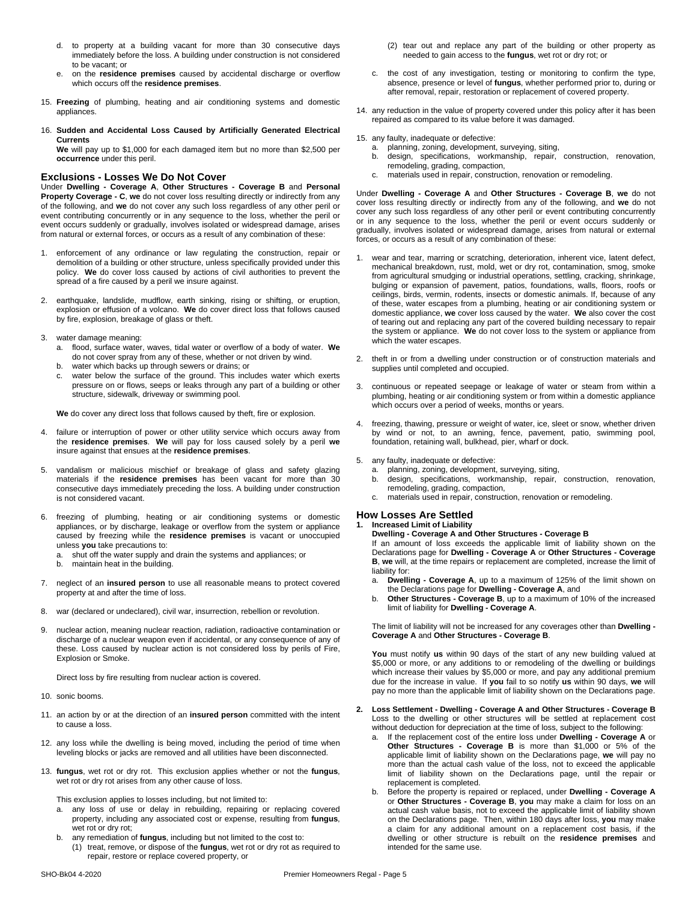d. to property at a building vacant for more than 30 consecutive days immediately before the loss. A building under construction is not considered to be vacant; or
e. on the **residence premises** caused by accidental discharge or overflow which occurs off the **residence premises**.

15. **Freezing** of plumbing, heating and air conditioning systems and domestic appliances.

16. **Sudden and Accidental Loss Caused by Artificially Generated Electrical Currents**
**We** will pay up to $1,000 for each damaged item but no more than $2,500 per **occurrence** under this peril.

## Exclusions - Losses We Do Not Cover

Under **Dwelling - Coverage A**, **Other Structures - Coverage B** and **Personal Property Coverage - C**, **we** do not cover loss resulting directly or indirectly from any of the following, and **we** do not cover any such loss regardless of any other peril or event contributing concurrently or in any sequence to the loss, whether the peril or event occurs suddenly or gradually, involves isolated or widespread damage, arises from natural or external forces, or occurs as a result of any combination of these:

1. enforcement of any ordinance or law regulating the construction, repair or demolition of a building or other structure, unless specifically provided under this policy. **We** do cover loss caused by actions of civil authorities to prevent the spread of a fire caused by a peril we insure against.

2. earthquake, landslide, mudflow, earth sinking, rising or shifting, or eruption, explosion or effusion of a volcano. **We** do cover direct loss that follows caused by fire, explosion, breakage of glass or theft.

3. water damage meaning:
   a. flood, surface water, waves, tidal water or overflow of a body of water. **We** do not cover spray from any of these, whether or not driven by wind.
   b. water which backs up through sewers or drains; or
   c. water below the surface of the ground. This includes water which exerts pressure on or flows, seeps or leaks through any part of a building or other structure, sidewalk, driveway or swimming pool.

   **We** do cover any direct loss that follows caused by theft, fire or explosion.

4. failure or interruption of power or other utility service which occurs away from the **residence premises**. **We** will pay for loss caused solely by a peril **we** insure against that ensues at the **residence premises**.

5. vandalism or malicious mischief or breakage of glass and safety glazing materials if the **residence premises** has been vacant for more than 30 consecutive days immediately preceding the loss. A building under construction is not considered vacant.

6. freezing of plumbing, heating or air conditioning systems or domestic appliances, or by discharge, leakage or overflow from the system or appliance caused by freezing while the **residence premises** is vacant or unoccupied unless **you** take precautions to:
   a. shut off the water supply and drain the systems and appliances; or
   b. maintain heat in the building.

7. neglect of an **insured person** to use all reasonable means to protect covered property at and after the time of loss.

8. war (declared or undeclared), civil war, insurrection, rebellion or revolution.

9. nuclear action, meaning nuclear reaction, radiation, radioactive contamination or discharge of a nuclear weapon even if accidental, or any consequence of any of these. Loss caused by nuclear action is not considered loss by perils of Fire, Explosion or Smoke.

   Direct loss by fire resulting from nuclear action is covered.

10. sonic booms.

11. an action by or at the direction of an **insured person** committed with the intent to cause a loss.

12. any loss while the dwelling is being moved, including the period of time when leveling blocks or jacks are removed and all utilities have been disconnected.

13. **fungus**, wet rot or dry rot. This exclusion applies whether or not the **fungus**, wet rot or dry rot arises from any other cause of loss.

    This exclusion applies to losses including, but not limited to:
    a. any loss of use or delay in rebuilding, repairing or replacing covered property, including any associated cost or expense, resulting from **fungus**, wet rot or dry rot;
    b. any remediation of **fungus**, including but not limited to the cost to:
       (1) treat, remove, or dispose of the **fungus**, wet rot or dry rot as required to repair, restore or replace covered property, or
       (2) tear out and replace any part of the building or other property as needed to gain access to the **fungus**, wet rot or dry rot; or
    c. the cost of any investigation, testing or monitoring to confirm the type, absence, presence or level of **fungus**, whether performed prior to, during or after removal, repair, restoration or replacement of covered property.

14. any reduction in the value of property covered under this policy after it has been repaired as compared to its value before it was damaged.

15. any faulty, inadequate or defective:
    a. planning, zoning, development, surveying, siting,
    b. design, specifications, workmanship, repair, construction, renovation, remodeling, grading, compaction,
    c. materials used in repair, construction, renovation or remodeling.

Under **Dwelling - Coverage A** and **Other Structures - Coverage B**, **we** do not cover loss resulting directly or indirectly from any of the following, and **we** do not cover any such loss regardless of any other peril or event contributing concurrently or in any sequence to the loss, whether the peril or event occurs suddenly or gradually, involves isolated or widespread damage, arises from natural or external forces, or occurs as a result of any combination of these:

1. wear and tear, marring or scratching, deterioration, inherent vice, latent defect, mechanical breakdown, rust, mold, wet or dry rot, contamination, smog, smoke from agricultural smudging or industrial operations, settling, cracking, shrinkage, bulging or expansion of pavement, patios, foundations, walls, floors, roofs or ceilings, birds, vermin, rodents, insects or domestic animals. If, because of any of these, water escapes from a plumbing, heating or air conditioning system or domestic appliance, **we** cover loss caused by the water. **We** also cover the cost of tearing out and replacing any part of the covered building necessary to repair the system or appliance. **We** do not cover loss to the system or appliance from which the water escapes.

2. theft in or from a dwelling under construction or of construction materials and supplies until completed and occupied.

3. continuous or repeated seepage or leakage of water or steam from within a plumbing, heating or air conditioning system or from within a domestic appliance which occurs over a period of weeks, months or years.

4. freezing, thawing, pressure or weight of water, ice, sleet or snow, whether driven by wind or not, to an awning, fence, pavement, patio, swimming pool, foundation, retaining wall, bulkhead, pier, wharf or dock.

5. any faulty, inadequate or defective:
   a. planning, zoning, development, surveying, siting,
   b. design, specifications, workmanship, repair, construction, renovation, remodeling, grading, compaction,
   c. materials used in repair, construction, renovation or remodeling.

## How Losses Are Settled

1. **Increased Limit of Liability**
   **Dwelling - Coverage A and Other Structures - Coverage B**
   If an amount of loss exceeds the applicable limit of liability shown on the Declarations page for **Dwelling - Coverage A** or **Other Structures - Coverage B**, **we** will, at the time repairs or replacement are completed, increase the limit of liability for:
   a. **Dwelling - Coverage A**, up to a maximum of 125% of the limit shown on the Declarations page for **Dwelling - Coverage A**, and
   b. **Other Structures - Coverage B**, up to a maximum of 10% of the increased limit of liability for **Dwelling - Coverage A**.

   The limit of liability will not be increased for any coverages other than **Dwelling - Coverage A** and **Other Structures - Coverage B**.

   **You** must notify **us** within 90 days of the start of any new building valued at $5,000 or more, or any additions to or remodeling of the dwelling or buildings which increase their values by $5,000 or more, and pay any additional premium due for the increase in value. If **you** fail to so notify **us** within 90 days, **we** will pay no more than the applicable limit of liability shown on the Declarations page.

2. **Loss Settlement - Dwelling - Coverage A and Other Structures - Coverage B**
   Loss to the dwelling or other structures will be settled at replacement cost without deduction for depreciation at the time of loss, subject to the following:
   a. If the replacement cost of the entire loss under **Dwelling - Coverage A** or **Other Structures - Coverage B** is more than $1,000 or 5% of the applicable limit of liability shown on the Declarations page, **we** will pay no more than the actual cash value of the loss, not to exceed the applicable limit of liability shown on the Declarations page, until the repair or replacement is completed.
   b. Before the property is repaired or replaced, under **Dwelling - Coverage A** or **Other Structures - Coverage B**, **you** may make a claim for loss on an actual cash value basis, not to exceed the applicable limit of liability shown on the Declarations page. Then, within 180 days after loss, **you** may make a claim for any additional amount on a replacement cost basis, if the dwelling or other structure is rebuilt on the **residence premises** and intended for the same use.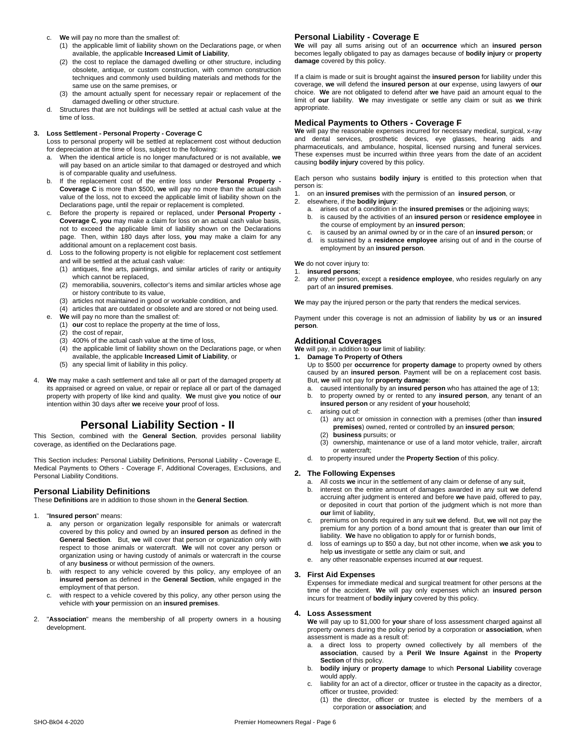c. **We** will pay no more than the smallest of:
   (1) the applicable limit of liability shown on the Declarations page, or when available, the applicable **Increased Limit of Liability**,
   (2) the cost to replace the damaged dwelling or other structure, including obsolete, antique, or custom construction, with common construction techniques and commonly used building materials and methods for the same use on the same premises, or
   (3) the amount actually spent for necessary repair or replacement of the damaged dwelling or other structure.
d. Structures that are not buildings will be settled at actual cash value at the time of loss.

**3. Loss Settlement - Personal Property - Coverage C**

Loss to personal property will be settled at replacement cost without deduction for depreciation at the time of loss, subject to the following:

a. When the identical article is no longer manufactured or is not available, **we** will pay based on an article similar to that damaged or destroyed and which is of comparable quality and usefulness.
b. If the replacement cost of the entire loss under **Personal Property - Coverage C** is more than $500, **we** will pay no more than the actual cash value of the loss, not to exceed the applicable limit of liability shown on the Declarations page, until the repair or replacement is completed.
c. Before the property is repaired or replaced, under **Personal Property - Coverage C**, **you** may make a claim for loss on an actual cash value basis, not to exceed the applicable limit of liability shown on the Declarations page. Then, within 180 days after loss, **you** may make a claim for any additional amount on a replacement cost basis.
d. Loss to the following property is not eligible for replacement cost settlement and will be settled at the actual cash value:
   (1) antiques, fine arts, paintings, and similar articles of rarity or antiquity which cannot be replaced,
   (2) memorabilia, souvenirs, collector's items and similar articles whose age or history contribute to its value,
   (3) articles not maintained in good or workable condition, and
   (4) articles that are outdated or obsolete and are stored or not being used.
e. **We** will pay no more than the smallest of:
   (1) **our** cost to replace the property at the time of loss,
   (2) the cost of repair,
   (3) 400% of the actual cash value at the time of loss,
   (4) the applicable limit of liability shown on the Declarations page, or when available, the applicable **Increased Limit of Liability**, or
   (5) any special limit of liability in this policy.

4. **We** may make a cash settlement and take all or part of the damaged property at its appraised or agreed on value, or repair or replace all or part of the damaged property with property of like kind and quality. **We** must give **you** notice of **our** intention within 30 days after **we** receive **your** proof of loss.

# Personal Liability Section - II

This Section, combined with the **General Section**, provides personal liability coverage, as identified on the Declarations page.

This Section includes: Personal Liability Definitions, Personal Liability - Coverage E, Medical Payments to Others - Coverage F, Additional Coverages, Exclusions, and Personal Liability Conditions.

## Personal Liability Definitions

These **Definitions** are in addition to those shown in the **General Section**.

1. "**Insured person**" means:
   a. any person or organization legally responsible for animals or watercraft covered by this policy and owned by an **insured person** as defined in the **General Section**. But, **we** will cover that person or organization only with respect to those animals or watercraft. **We** will not cover any person or organization using or having custody of animals or watercraft in the course of any **business** or without permission of the owners.
   b. with respect to any vehicle covered by this policy, any employee of an **insured person** as defined in the **General Section**, while engaged in the employment of that person.
   c. with respect to a vehicle covered by this policy, any other person using the vehicle with **your** permission on an **insured premises**.
2. "**Association**" means the membership of all property owners in a housing development.

## Personal Liability - Coverage E

**We** will pay all sums arising out of an **occurrence** which an **insured person** becomes legally obligated to pay as damages because of **bodily injury** or **property damage** covered by this policy.

If a claim is made or suit is brought against the **insured person** for liability under this coverage, **we** will defend the **insured person** at **our** expense, using lawyers of **our** choice. **We** are not obligated to defend after **we** have paid an amount equal to the limit of **our** liability. **We** may investigate or settle any claim or suit as **we** think appropriate.

## Medical Payments to Others - Coverage F

**We** will pay the reasonable expenses incurred for necessary medical, surgical, x-ray and dental services, prosthetic devices, eye glasses, hearing aids and pharmaceuticals, and ambulance, hospital, licensed nursing and funeral services. These expenses must be incurred within three years from the date of an accident causing **bodily injury** covered by this policy.

Each person who sustains **bodily injury** is entitled to this protection when that person is:

1. on an **insured premises** with the permission of an **insured person**, or
2. elsewhere, if the **bodily injury**:
   a. arises out of a condition in the **insured premises** or the adjoining ways;
   b. is caused by the activities of an **insured person** or **residence employee** in the course of employment by an **insured person**;
   c. is caused by an animal owned by or in the care of an **insured person**; or
   d. is sustained by a **residence employee** arising out of and in the course of employment by an **insured person**.

**We** do not cover injury to:

1. **insured persons**;
2. any other person, except a **residence employee**, who resides regularly on any part of an **insured premises**.

**We** may pay the injured person or the party that renders the medical services.

Payment under this coverage is not an admission of liability by **us** or an **insured person**.

## Additional Coverages

**We** will pay, in addition to **our** limit of liability:

**1. Damage To Property of Others**

Up to $500 per **occurrence** for **property damage** to property owned by others caused by an **insured person**. Payment will be on a replacement cost basis. But, **we** will not pay for **property damage**:

a. caused intentionally by an **insured person** who has attained the age of 13;
b. to property owned by or rented to any **insured person**, any tenant of an **insured person** or any resident of **your** household;
c. arising out of:
   (1) any act or omission in connection with a premises (other than **insured premises**) owned, rented or controlled by an **insured person**;
   (2) **business** pursuits; or
   (3) ownership, maintenance or use of a land motor vehicle, trailer, aircraft or watercraft;
d. to property insured under the **Property Section** of this policy.

**2. The Following Expenses**

a. All costs **we** incur in the settlement of any claim or defense of any suit,
b. interest on the entire amount of damages awarded in any suit **we** defend accruing after judgment is entered and before **we** have paid, offered to pay, or deposited in court that portion of the judgment which is not more than **our** limit of liability,
c. premiums on bonds required in any suit **we** defend. But, **we** will not pay the premium for any portion of a bond amount that is greater than **our** limit of liability. **We** have no obligation to apply for or furnish bonds,
d. loss of earnings up to $50 a day, but not other income, when **we** ask **you** to help **us** investigate or settle any claim or suit, and
e. any other reasonable expenses incurred at **our** request.

**3. First Aid Expenses**

Expenses for immediate medical and surgical treatment for other persons at the time of the accident. **We** will pay only expenses which an **insured person** incurs for treatment of **bodily injury** covered by this policy.

**4. Loss Assessment**

**We** will pay up to $1,000 for **your** share of loss assessment charged against all property owners during the policy period by a corporation or **association**, when assessment is made as a result of:

a. a direct loss to property owned collectively by all members of the **association**, caused by a **Peril We Insure Against** in the **Property Section** of this policy.
b. **bodily injury** or **property damage** to which **Personal Liability** coverage would apply.
c. liability for an act of a director, officer or trustee in the capacity as a director, officer or trustee, provided:
   (1) the director, officer or trustee is elected by the members of a corporation or **association**; and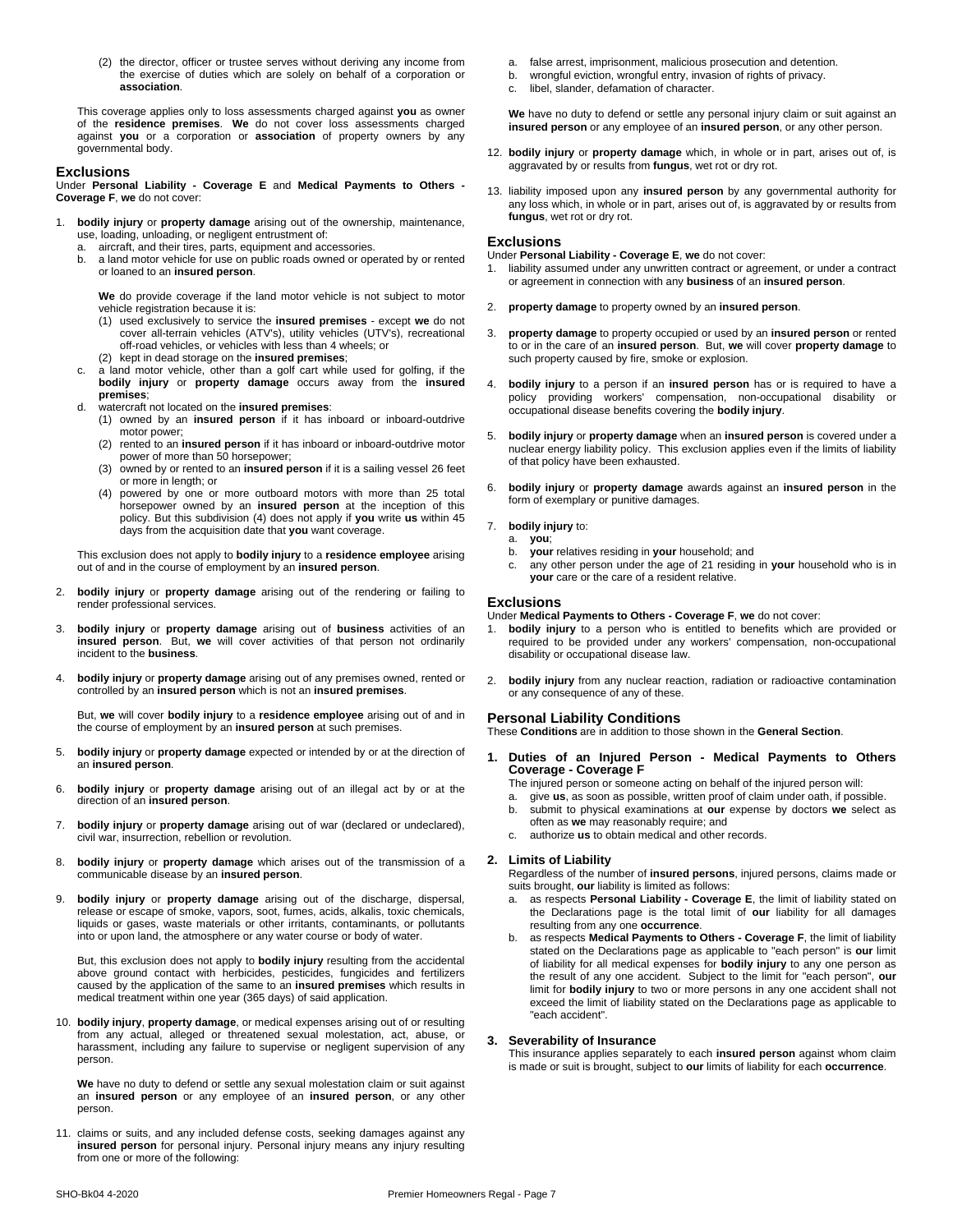(2) the director, officer or trustee serves without deriving any income from the exercise of duties which are solely on behalf of a corporation or **association**.

This coverage applies only to loss assessments charged against **you** as owner of the **residence premises**. **We** do not cover loss assessments charged against **you** or a corporation or **association** of property owners by any governmental body.

## Exclusions

Under **Personal Liability - Coverage E** and **Medical Payments to Others - Coverage F**, **we** do not cover:

1. **bodily injury** or **property damage** arising out of the ownership, maintenance, use, loading, unloading, or negligent entrustment of:
   a. aircraft, and their tires, parts, equipment and accessories.
   b. a land motor vehicle for use on public roads owned or operated by or rented or loaned to an **insured person**.

      **We** do provide coverage if the land motor vehicle is not subject to motor vehicle registration because it is:
      (1) used exclusively to service the **insured premises** - except **we** do not cover all-terrain vehicles (ATV's), utility vehicles (UTV's), recreational off-road vehicles, or vehicles with less than 4 wheels; or
      (2) kept in dead storage on the **insured premises**;
   c. a land motor vehicle, other than a golf cart while used for golfing, if the **bodily injury** or **property damage** occurs away from the **insured premises**;
   d. watercraft not located on the **insured premises**:
      (1) owned by an **insured person** if it has inboard or inboard-outdrive motor power;
      (2) rented to an **insured person** if it has inboard or inboard-outdrive motor power of more than 50 horsepower;
      (3) owned by or rented to an **insured person** if it is a sailing vessel 26 feet or more in length; or
      (4) powered by one or more outboard motors with more than 25 total horsepower owned by an **insured person** at the inception of this policy. But this subdivision (4) does not apply if **you** write **us** within 45 days from the acquisition date that **you** want coverage.

   This exclusion does not apply to **bodily injury** to a **residence employee** arising out of and in the course of employment by an **insured person**.

2. **bodily injury** or **property damage** arising out of the rendering or failing to render professional services.

3. **bodily injury** or **property damage** arising out of **business** activities of an **insured person**. But, **we** will cover activities of that person not ordinarily incident to the **business**.

4. **bodily injury** or **property damage** arising out of any premises owned, rented or controlled by an **insured person** which is not an **insured premises**.

   But, **we** will cover **bodily injury** to a **residence employee** arising out of and in the course of employment by an **insured person** at such premises.

5. **bodily injury** or **property damage** expected or intended by or at the direction of an **insured person**.

6. **bodily injury** or **property damage** arising out of an illegal act by or at the direction of an **insured person**.

7. **bodily injury** or **property damage** arising out of war (declared or undeclared), civil war, insurrection, rebellion or revolution.

8. **bodily injury** or **property damage** which arises out of the transmission of a communicable disease by an **insured person**.

9. **bodily injury** or **property damage** arising out of the discharge, dispersal, release or escape of smoke, vapors, soot, fumes, acids, alkalis, toxic chemicals, liquids or gases, waste materials or other irritants, contaminants, or pollutants into or upon land, the atmosphere or any water course or body of water.

   But, this exclusion does not apply to **bodily injury** resulting from the accidental above ground contact with herbicides, pesticides, fungicides and fertilizers caused by the application of the same to an **insured premises** which results in medical treatment within one year (365 days) of said application.

10. **bodily injury**, **property damage**, or medical expenses arising out of or resulting from any actual, alleged or threatened sexual molestation, act, abuse, or harassment, including any failure to supervise or negligent supervision of any person.

    **We** have no duty to defend or settle any sexual molestation claim or suit against an **insured person** or any employee of an **insured person**, or any other person.

11. claims or suits, and any included defense costs, seeking damages against any **insured person** for personal injury. Personal injury means any injury resulting from one or more of the following:
    a. false arrest, imprisonment, malicious prosecution and detention.
    b. wrongful eviction, wrongful entry, invasion of rights of privacy.
    c. libel, slander, defamation of character.

    **We** have no duty to defend or settle any personal injury claim or suit against an **insured person** or any employee of an **insured person**, or any other person.

12. **bodily injury** or **property damage** which, in whole or in part, arises out of, is aggravated by or results from **fungus**, wet rot or dry rot.

13. liability imposed upon any **insured person** by any governmental authority for any loss which, in whole or in part, arises out of, is aggravated by or results from **fungus**, wet rot or dry rot.

## Exclusions

Under **Personal Liability - Coverage E**, **we** do not cover:

1. liability assumed under any unwritten contract or agreement, or under a contract or agreement in connection with any **business** of an **insured person**.

2. **property damage** to property owned by an **insured person**.

3. **property damage** to property occupied or used by an **insured person** or rented to or in the care of an **insured person**. But, **we** will cover **property damage** to such property caused by fire, smoke or explosion.

4. **bodily injury** to a person if an **insured person** has or is required to have a policy providing workers' compensation, non-occupational disability or occupational disease benefits covering the **bodily injury**.

5. **bodily injury** or **property damage** when an **insured person** is covered under a nuclear energy liability policy. This exclusion applies even if the limits of liability of that policy have been exhausted.

6. **bodily injury** or **property damage** awards against an **insured person** in the form of exemplary or punitive damages.

7. **bodily injury** to:
   a. **you**;
   b. **your** relatives residing in **your** household; and
   c. any other person under the age of 21 residing in **your** household who is in **your** care or the care of a resident relative.

## Exclusions

Under **Medical Payments to Others - Coverage F**, **we** do not cover:

1. **bodily injury** to a person who is entitled to benefits which are provided or required to be provided under any workers' compensation, non-occupational disability or occupational disease law.

2. **bodily injury** from any nuclear reaction, radiation or radioactive contamination or any consequence of any of these.

## Personal Liability Conditions

These **Conditions** are in addition to those shown in the **General Section**.

### 1. Duties of an Injured Person - Medical Payments to Others Coverage - Coverage F

The injured person or someone acting on behalf of the injured person will:

a. give **us**, as soon as possible, written proof of claim under oath, if possible.
b. submit to physical examinations at **our** expense by doctors **we** select as often as **we** may reasonably require; and
c. authorize **us** to obtain medical and other records.

### 2. Limits of Liability

Regardless of the number of **insured persons**, injured persons, claims made or suits brought, **our** liability is limited as follows:

a. as respects **Personal Liability - Coverage E**, the limit of liability stated on the Declarations page is the total limit of **our** liability for all damages resulting from any one **occurrence**.
b. as respects **Medical Payments to Others - Coverage F**, the limit of liability stated on the Declarations page as applicable to "each person" is **our** limit of liability for all medical expenses for **bodily injury** to any one person as the result of any one accident. Subject to the limit for "each person", **our** limit for **bodily injury** to two or more persons in any one accident shall not exceed the limit of liability stated on the Declarations page as applicable to "each accident".

### 3. Severability of Insurance

This insurance applies separately to each **insured person** against whom claim is made or suit is brought, subject to **our** limits of liability for each **occurrence**.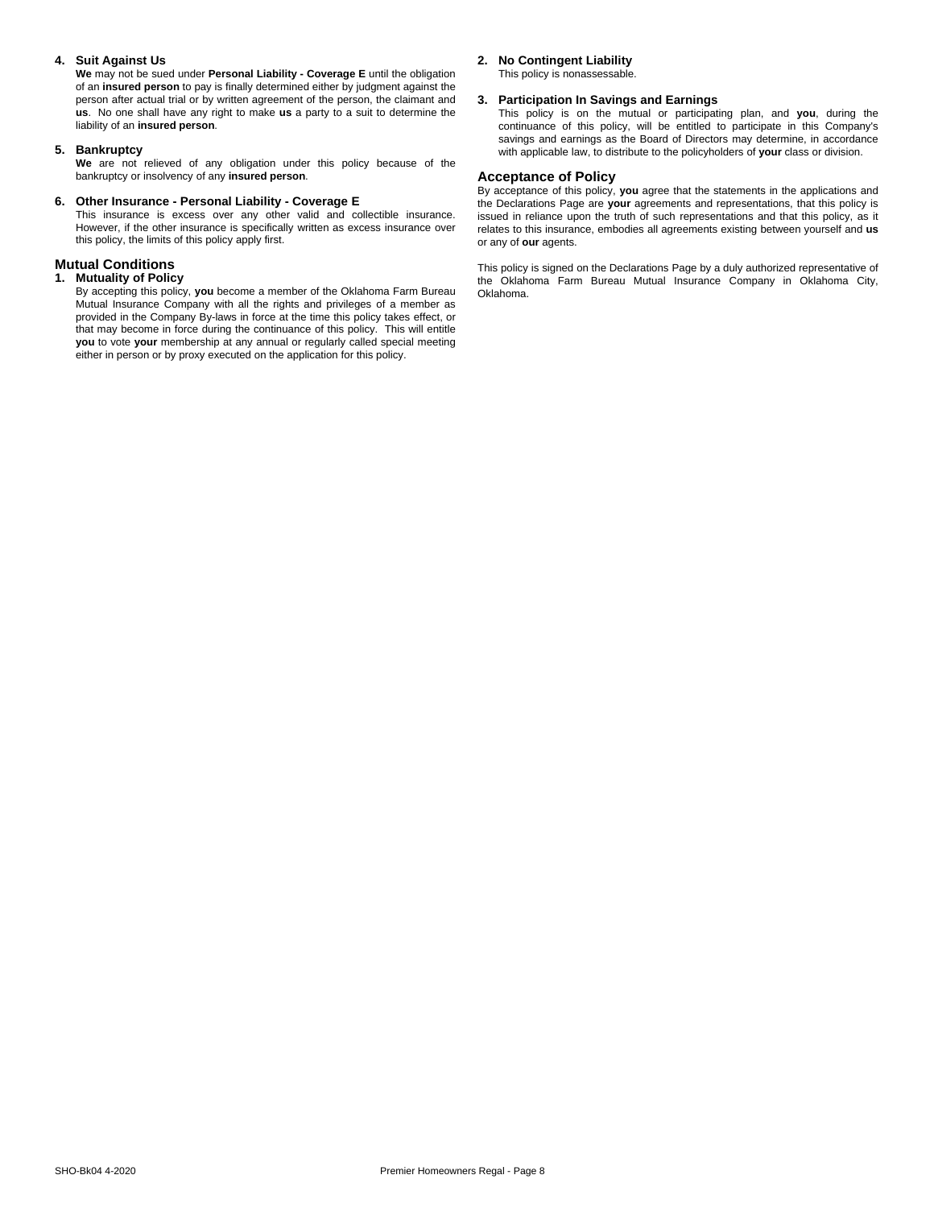**4. Suit Against Us**
**We** may not be sued under **Personal Liability - Coverage E** until the obligation of an **insured person** to pay is finally determined either by judgment against the person after actual trial or by written agreement of the person, the claimant and **us**. No one shall have any right to make **us** a party to a suit to determine the liability of an **insured person**.

**5. Bankruptcy**
**We** are not relieved of any obligation under this policy because of the bankruptcy or insolvency of any **insured person**.

**6. Other Insurance - Personal Liability - Coverage E**
This insurance is excess over any other valid and collectible insurance. However, if the other insurance is specifically written as excess insurance over this policy, the limits of this policy apply first.

## Mutual Conditions

**1. Mutuality of Policy**
By accepting this policy, **you** become a member of the Oklahoma Farm Bureau Mutual Insurance Company with all the rights and privileges of a member as provided in the Company By-laws in force at the time this policy takes effect, or that may become in force during the continuance of this policy. This will entitle **you** to vote **your** membership at any annual or regularly called special meeting either in person or by proxy executed on the application for this policy.

**2. No Contingent Liability**
This policy is nonassessable.

**3. Participation In Savings and Earnings**
This policy is on the mutual or participating plan, and **you**, during the continuance of this policy, will be entitled to participate in this Company's savings and earnings as the Board of Directors may determine, in accordance with applicable law, to distribute to the policyholders of **your** class or division.

## Acceptance of Policy

By acceptance of this policy, **you** agree that the statements in the applications and the Declarations Page are **your** agreements and representations, that this policy is issued in reliance upon the truth of such representations and that this policy, as it relates to this insurance, embodies all agreements existing between yourself and **us** or any of **our** agents.

This policy is signed on the Declarations Page by a duly authorized representative of the Oklahoma Farm Bureau Mutual Insurance Company in Oklahoma City, Oklahoma.